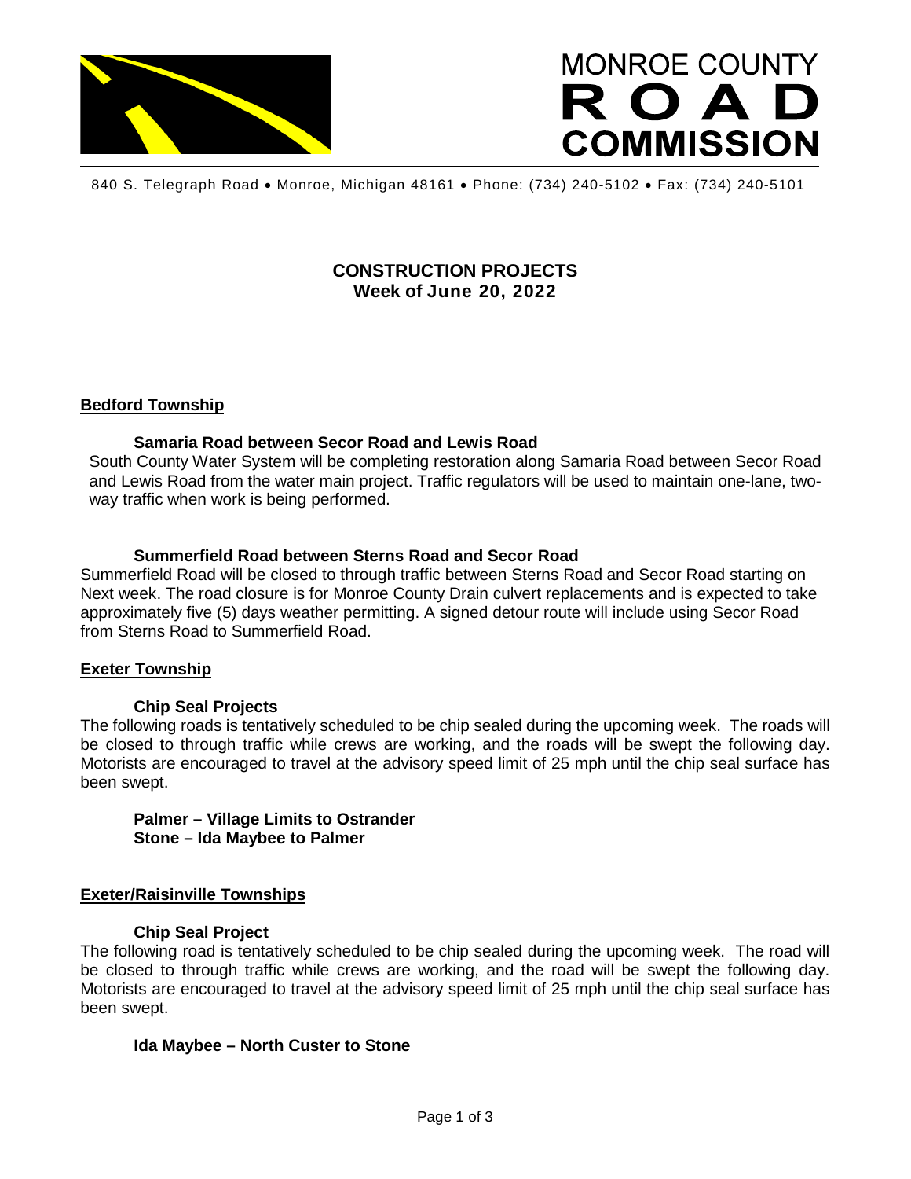# MONROE COUNTY ROAD COMMISSION

840 S. Telegraph Road • Monroe, Michigan 48161 • Phone: (734) 240-5102 • Fax: (734) 240-5101

## CONSTRUCTION PROJECTS
**Week of June 20, 2022**

### Bedford Township

**Samaria Road between Secor Road and Lewis Road**

South County Water System will be completing restoration along Samaria Road between Secor Road and Lewis Road from the water main project. Traffic regulators will be used to maintain one-lane, two-way traffic when work is being performed.

**Summerfield Road between Sterns Road and Secor Road**

Summerfield Road will be closed to through traffic between Sterns Road and Secor Road starting on Next week. The road closure is for Monroe County Drain culvert replacements and is expected to take approximately five (5) days weather permitting. A signed detour route will include using Secor Road from Sterns Road to Summerfield Road.

### Exeter Township

**Chip Seal Projects**

The following roads is tentatively scheduled to be chip sealed during the upcoming week. The roads will be closed to through traffic while crews are working, and the roads will be swept the following day. Motorists are encouraged to travel at the advisory speed limit of 25 mph until the chip seal surface has been swept.

**Palmer – Village Limits to Ostrander**
**Stone – Ida Maybee to Palmer**

### Exeter/Raisinville Townships

**Chip Seal Project**

The following road is tentatively scheduled to be chip sealed during the upcoming week. The road will be closed to through traffic while crews are working, and the road will be swept the following day. Motorists are encouraged to travel at the advisory speed limit of 25 mph until the chip seal surface has been swept.

**Ida Maybee – North Custer to Stone**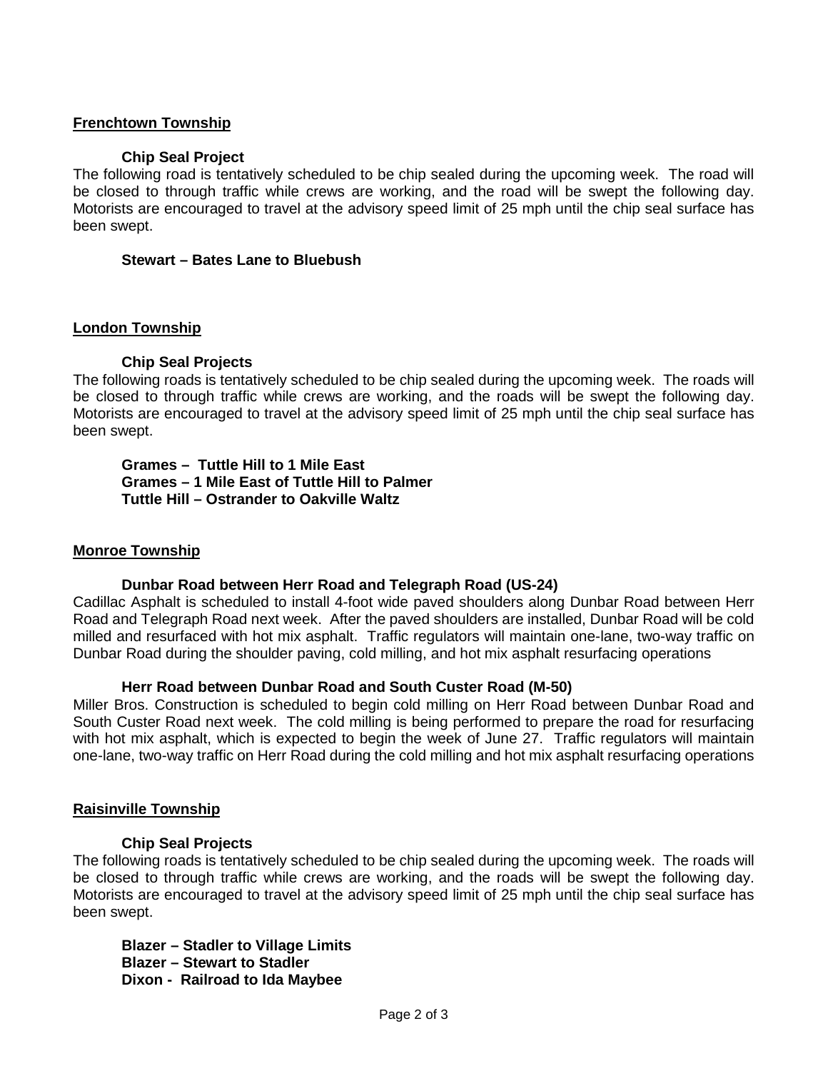## Frenchtown Township

### Chip Seal Project

The following road is tentatively scheduled to be chip sealed during the upcoming week. The road will be closed to through traffic while crews are working, and the road will be swept the following day. Motorists are encouraged to travel at the advisory speed limit of 25 mph until the chip seal surface has been swept.

**Stewart – Bates Lane to Bluebush**

## London Township

### Chip Seal Projects

The following roads is tentatively scheduled to be chip sealed during the upcoming week. The roads will be closed to through traffic while crews are working, and the roads will be swept the following day. Motorists are encouraged to travel at the advisory speed limit of 25 mph until the chip seal surface has been swept.

**Grames – Tuttle Hill to 1 Mile East**
**Grames – 1 Mile East of Tuttle Hill to Palmer**
**Tuttle Hill – Ostrander to Oakville Waltz**

## Monroe Township

### Dunbar Road between Herr Road and Telegraph Road (US-24)

Cadillac Asphalt is scheduled to install 4-foot wide paved shoulders along Dunbar Road between Herr Road and Telegraph Road next week. After the paved shoulders are installed, Dunbar Road will be cold milled and resurfaced with hot mix asphalt. Traffic regulators will maintain one-lane, two-way traffic on Dunbar Road during the shoulder paving, cold milling, and hot mix asphalt resurfacing operations

### Herr Road between Dunbar Road and South Custer Road (M-50)

Miller Bros. Construction is scheduled to begin cold milling on Herr Road between Dunbar Road and South Custer Road next week. The cold milling is being performed to prepare the road for resurfacing with hot mix asphalt, which is expected to begin the week of June 27. Traffic regulators will maintain one-lane, two-way traffic on Herr Road during the cold milling and hot mix asphalt resurfacing operations

## Raisinville Township

### Chip Seal Projects

The following roads is tentatively scheduled to be chip sealed during the upcoming week. The roads will be closed to through traffic while crews are working, and the roads will be swept the following day. Motorists are encouraged to travel at the advisory speed limit of 25 mph until the chip seal surface has been swept.

**Blazer – Stadler to Village Limits**
**Blazer – Stewart to Stadler**
**Dixon - Railroad to Ida Maybee**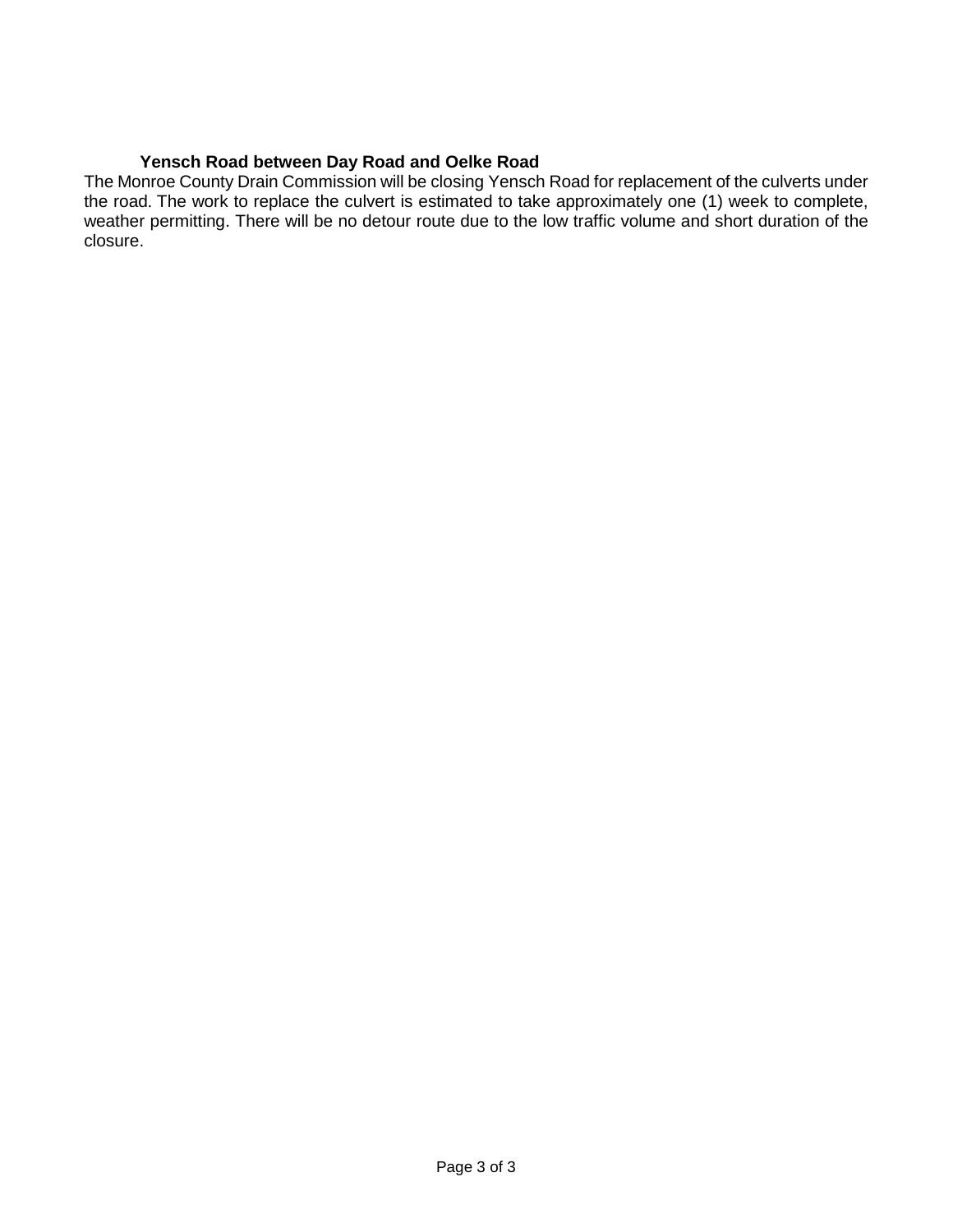**Yensch Road between Day Road and Oelke Road**

The Monroe County Drain Commission will be closing Yensch Road for replacement of the culverts under the road. The work to replace the culvert is estimated to take approximately one (1) week to complete, weather permitting. There will be no detour route due to the low traffic volume and short duration of the closure.